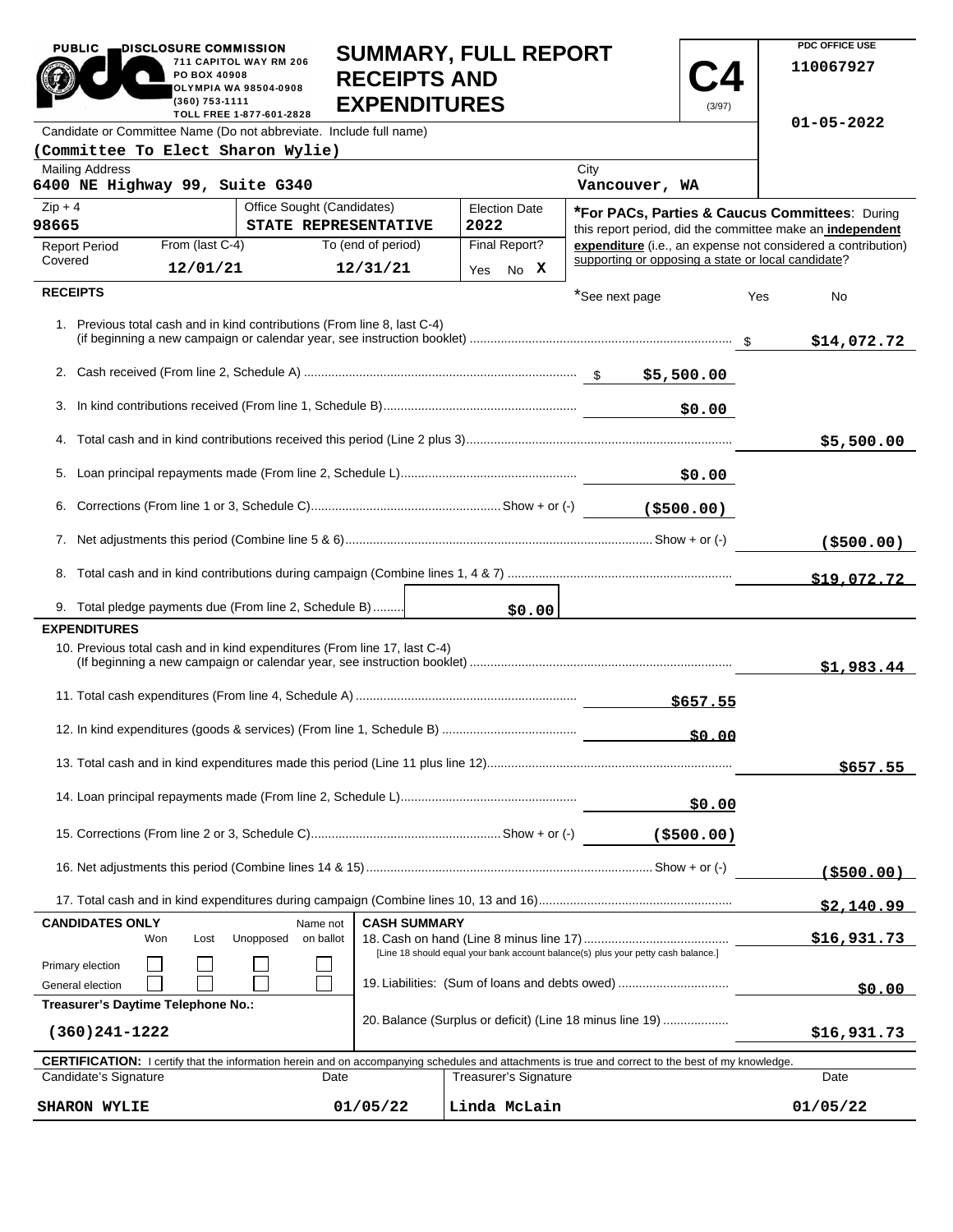PUBLIC DISCLOSURE COMMISSION
711 CAPITOL WAY RM 206
PO BOX 40908
OLYMPIA WA 98504-0908
(360) 753-1111
TOLL FREE 1-877-601-2828

# SUMMARY, FULL REPORT RECEIPTS AND EXPENDITURES

**C4** (3/97)

PDC OFFICE USE
110067927
01-05-2022

Candidate or Committee Name (Do not abbreviate. Include full name)
**(Committee To Elect Sharon Wylie)**

| Mailing Address | City |
|---|---|
| 6400 NE Highway 99, Suite G340 | Vancouver, WA |

| Zip + 4 | Office Sought (Candidates) | Election Date |
|---|---|---|
| 98665 | STATE REPRESENTATIVE | 2022 |

| Report Period Covered | From (last C-4) | To (end of period) | Final Report? |
|---|---|---|---|
| | 12/01/21 | 12/31/21 | Yes No **X** |

***For PACs, Parties & Caucus Committees**: During this report period, did the committee make an **independent expenditure** (i.e., an expense not considered a contribution) supporting or opposing a state or local candidate?

*See next page Yes No

## RECEIPTS

| Line | Description | Amount | Total |
|---|---|---|---|
| 1. | Previous total cash and in kind contributions (From line 8, last C-4) (if beginning a new campaign or calendar year, see instruction booklet) | | $14,072.72 |
| 2. | Cash received (From line 2, Schedule A) | $5,500.00 | |
| 3. | In kind contributions received (From line 1, Schedule B) | $0.00 | |
| 4. | Total cash and in kind contributions received this period (Line 2 plus 3) | | $5,500.00 |
| 5. | Loan principal repayments made (From line 2, Schedule L) | $0.00 | |
| 6. | Corrections (From line 1 or 3, Schedule C) Show + or (-) | ($500.00) | |
| 7. | Net adjustments this period (Combine line 5 & 6) Show + or (-) | | ($500.00) |
| 8. | Total cash and in kind contributions during campaign (Combine lines 1, 4 & 7) | | $19,072.72 |
| 9. | Total pledge payments due (From line 2, Schedule B) | $0.00 | |

## EXPENDITURES

| Line | Description | Amount | Total |
|---|---|---|---|
| 10. | Previous total cash and in kind expenditures (From line 17, last C-4) (If beginning a new campaign or calendar year, see instruction booklet) | | $1,983.44 |
| 11. | Total cash expenditures (From line 4, Schedule A) | $657.55 | |
| 12. | In kind expenditures (goods & services) (From line 1, Schedule B) | $0.00 | |
| 13. | Total cash and in kind expenditures made this period (Line 11 plus line 12) | | $657.55 |
| 14. | Loan principal repayments made (From line 2, Schedule L) | $0.00 | |
| 15. | Corrections (From line 2 or 3, Schedule C) Show + or (-) | ($500.00) | |
| 16. | Net adjustments this period (Combine lines 14 & 15) Show + or (-) | | ($500.00) |
| 17. | Total cash and in kind expenditures during campaign (Combine lines 10, 13 and 16) | | $2,140.99 |

**CANDIDATES ONLY**

| | Won | Lost | Unopposed | Name not on ballot |
|---|---|---|---|---|
| Primary election | ☐ | ☐ | ☐ | ☐ |
| General election | ☐ | ☐ | ☐ | ☐ |

**Treasurer's Daytime Telephone No.:** (360)241-1222

**CASH SUMMARY**

| Line | Description | Total |
|---|---|---|
| 18. | Cash on hand (Line 8 minus line 17) [Line 18 should equal your bank account balance(s) plus your petty cash balance.] | $16,931.73 |
| 19. | Liabilities: (Sum of loans and debts owed) | $0.00 |
| 20. | Balance (Surplus or deficit) (Line 18 minus line 19) | $16,931.73 |

**CERTIFICATION:** I certify that the information herein and on accompanying schedules and attachments is true and correct to the best of my knowledge.

| Candidate's Signature | Date | Treasurer's Signature | Date |
|---|---|---|---|
| SHARON WYLIE | 01/05/22 | Linda McLain | 01/05/22 |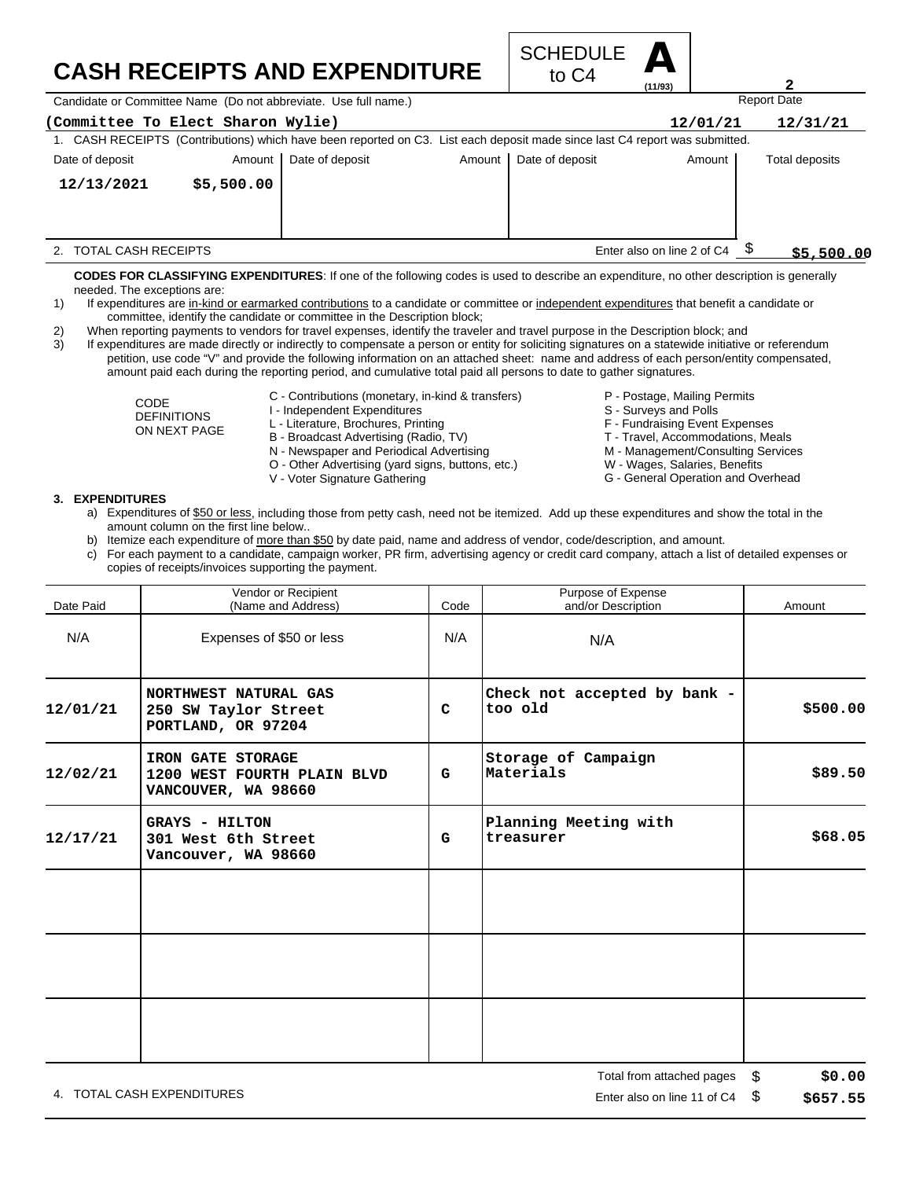# CASH RECEIPTS AND EXPENDITURE

SCHEDULE **A** to C4 (11/93)

Candidate or Committee Name (Do not abbreviate. Use full name.)

**(Committee To Elect Sharon Wylie)**

Report Date: **12/01/21** **12/31/21**

1. CASH RECEIPTS (Contributions) which have been reported on C3. List each deposit made since last C4 report was submitted.

| Date of deposit | Amount | Date of deposit | Amount | Date of deposit | Amount | Total deposits |
|---|---|---|---|---|---|---|
| 12/13/2021 | $5,500.00 | | | | | |

2. TOTAL CASH RECEIPTS — Enter also on line 2 of C4 $ **$5,500.00**

**CODES FOR CLASSIFYING EXPENDITURES**: If one of the following codes is used to describe an expenditure, no other description is generally needed. The exceptions are:

1) If expenditures are in-kind or earmarked contributions to a candidate or committee or independent expenditures that benefit a candidate or committee, identify the candidate or committee in the Description block;
2) When reporting payments to vendors for travel expenses, identify the traveler and travel purpose in the Description block; and
3) If expenditures are made directly or indirectly to compensate a person or entity for soliciting signatures on a statewide initiative or referendum petition, use code "V" and provide the following information on an attached sheet: name and address of each person/entity compensated, amount paid each during the reporting period, and cumulative total paid all persons to date to gather signatures.

CODE DEFINITIONS ON NEXT PAGE

- C - Contributions (monetary, in-kind & transfers)
- I - Independent Expenditures
- L - Literature, Brochures, Printing
- B - Broadcast Advertising (Radio, TV)
- N - Newspaper and Periodical Advertising
- O - Other Advertising (yard signs, buttons, etc.)
- V - Voter Signature Gathering
- P - Postage, Mailing Permits
- S - Surveys and Polls
- F - Fundraising Event Expenses
- T - Travel, Accommodations, Meals
- M - Management/Consulting Services
- W - Wages, Salaries, Benefits
- G - General Operation and Overhead

**3. EXPENDITURES**

a) Expenditures of $50 or less, including those from petty cash, need not be itemized. Add up these expenditures and show the total in the amount column on the first line below..
b) Itemize each expenditure of more than $50 by date paid, name and address of vendor, code/description, and amount.
c) For each payment to a candidate, campaign worker, PR firm, advertising agency or credit card company, attach a list of detailed expenses or copies of receipts/invoices supporting the payment.

| Date Paid | Vendor or Recipient (Name and Address) | Code | Purpose of Expense and/or Description | Amount |
|---|---|---|---|---|
| N/A | Expenses of $50 or less | N/A | N/A | |
| 12/01/21 | NORTHWEST NATURAL GAS 250 SW Taylor Street PORTLAND, OR 97204 | C | Check not accepted by bank - too old | $500.00 |
| 12/02/21 | IRON GATE STORAGE 1200 WEST FOURTH PLAIN BLVD VANCOUVER, WA 98660 | G | Storage of Campaign Materials | $89.50 |
| 12/17/21 | GRAYS - HILTON 301 West 6th Street Vancouver, WA 98660 | G | Planning Meeting with treasurer | $68.05 |
| | | | | |
| | | | | |
| | | | | |

Total from attached pages $ **$0.00**

4. TOTAL CASH EXPENDITURES — Enter also on line 11 of C4 $ **$657.55**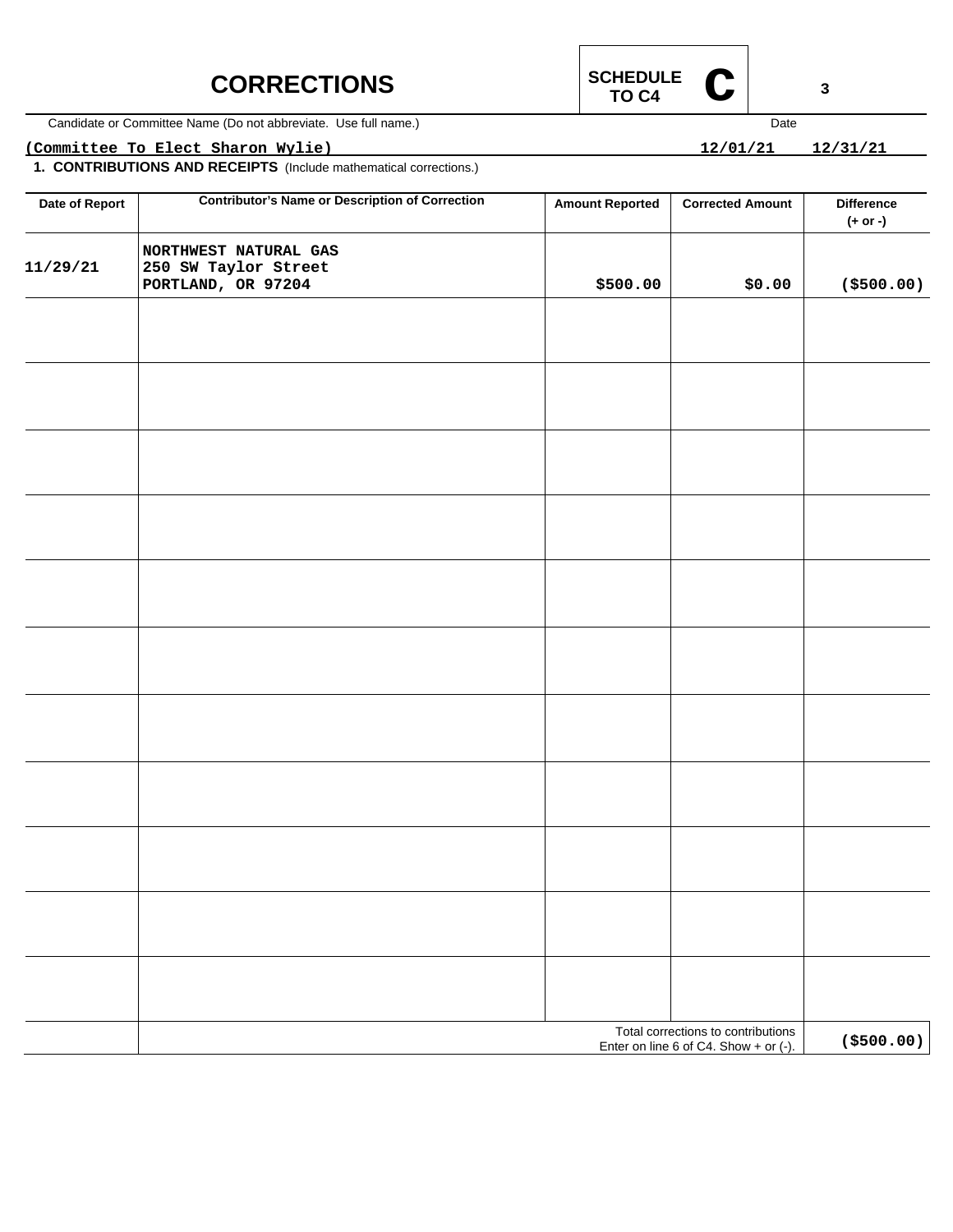# CORRECTIONS

**SCHEDULE TO C4** **C**

Candidate or Committee Name (Do not abbreviate. Use full name.)

(Committee To Elect Sharon Wylie)

Date: 12/01/21 12/31/21

**1. CONTRIBUTIONS AND RECEIPTS** (Include mathematical corrections.)

| Date of Report | Contributor's Name or Description of Correction | Amount Reported | Corrected Amount | Difference (+ or -) |
|---|---|---|---|---|
| 11/29/21 | NORTHWEST NATURAL GAS<br>250 SW Taylor Street<br>PORTLAND, OR 97204 | $500.00 | $0.00 | ($500.00) |
| | | | | |
| | | | | |
| | | | | |
| | | | | |
| | | | | |
| | | | | |
| | | | | |
| | | | | |
| | | | | |
| | | | | |
| | | | | |
| | Total corrections to contributions<br>Enter on line 6 of C4. Show + or (-). | | | ($500.00) |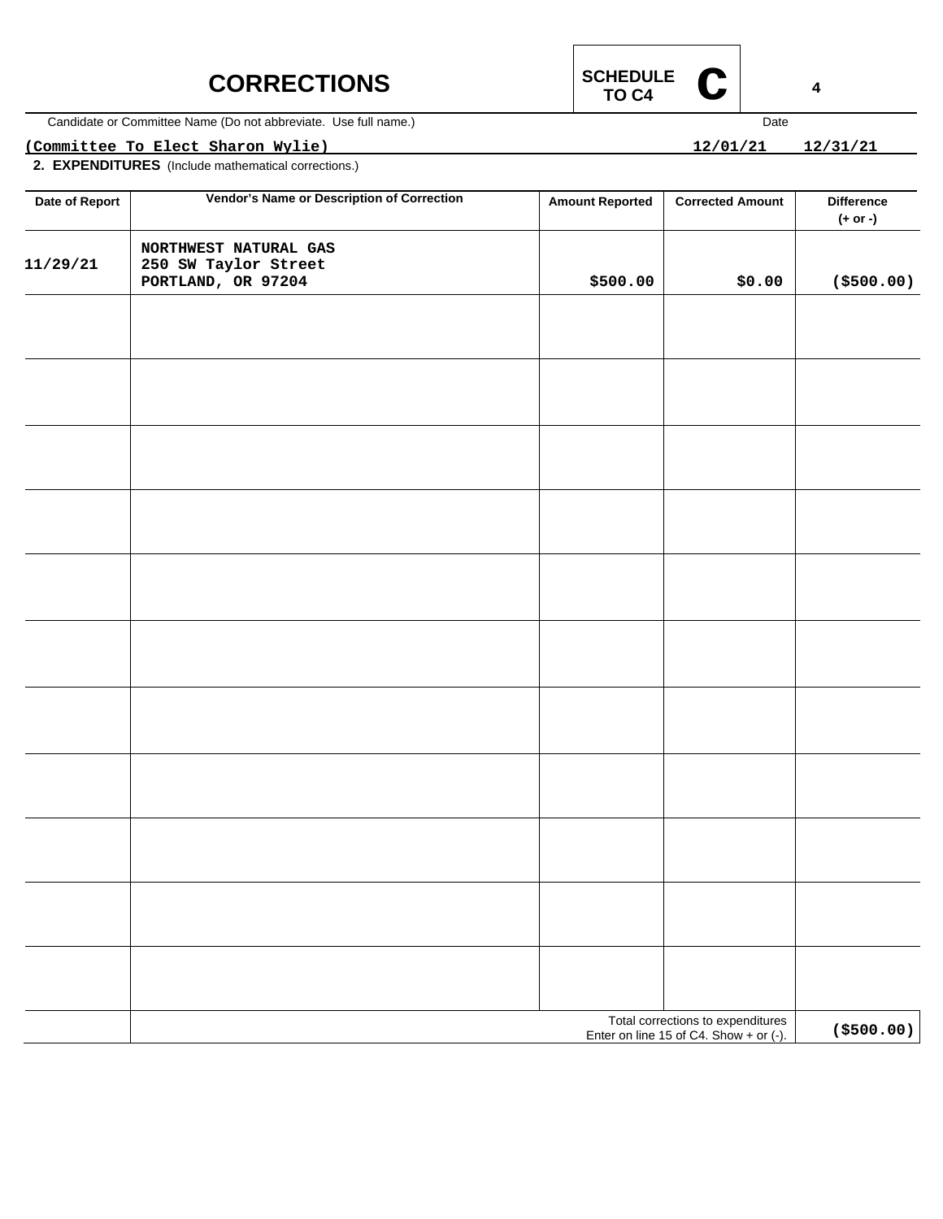# CORRECTIONS

**SCHEDULE TO C4** **C**

Candidate or Committee Name (Do not abbreviate. Use full name.)

(Committee To Elect Sharon Wylie)

Date

12/01/21 12/31/21

**2. EXPENDITURES** (Include mathematical corrections.)

| Date of Report | Vendor's Name or Description of Correction | Amount Reported | Corrected Amount | Difference (+ or -) |
|---|---|---|---|---|
| 11/29/21 | NORTHWEST NATURAL GAS<br>250 SW Taylor Street<br>PORTLAND, OR 97204 | $500.00 | $0.00 | ($500.00) |
| | | | | |
| | | | | |
| | | | | |
| | | | | |
| | | | | |
| | | | | |
| | | | | |
| | | | | |
| | | | | |
| | | | | |
| | | | | |
| | | | Total corrections to expenditures<br>Enter on line 15 of C4. Show + or (-). | ($500.00) |